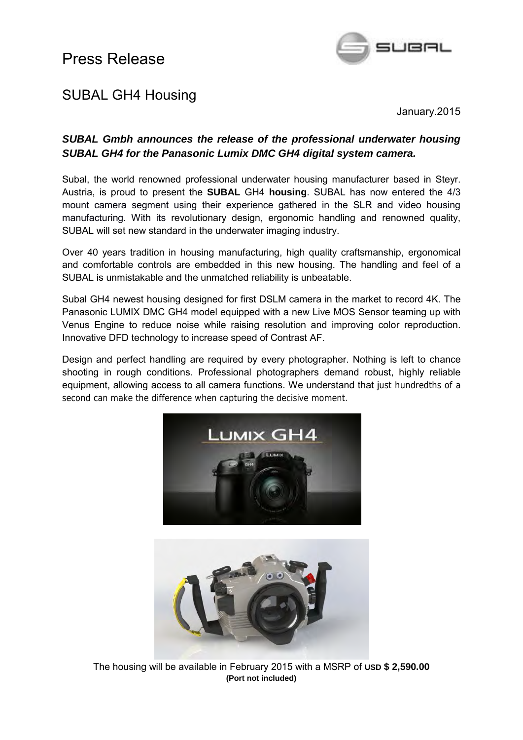# Press Release

## SUBAL GH4 Housing

January.2015

***SUBAL Gmbh announces the release of the professional underwater housing SUBAL GH4 for the Panasonic Lumix DMC GH4 digital system camera.***

Subal, the world renowned professional underwater housing manufacturer based in Steyr. Austria, is proud to present the **SUBAL** GH4 **housing**. SUBAL has now entered the 4/3 mount camera segment using their experience gathered in the SLR and video housing manufacturing. With its revolutionary design, ergonomic handling and renowned quality, SUBAL will set new standard in the underwater imaging industry.

Over 40 years tradition in housing manufacturing, high quality craftsmanship, ergonomical and comfortable controls are embedded in this new housing. The handling and feel of a SUBAL is unmistakable and the unmatched reliability is unbeatable.

Subal GH4 newest housing designed for first DSLM camera in the market to record 4K. The Panasonic LUMIX DMC GH4 model equipped with a new Live MOS Sensor teaming up with Venus Engine to reduce noise while raising resolution and improving color reproduction. Innovative DFD technology to increase speed of Contrast AF.

Design and perfect handling are required by every photographer. Nothing is left to chance shooting in rough conditions. Professional photographers demand robust, highly reliable equipment, allowing access to all camera functions. We understand that just hundredths of a second can make the difference when capturing the decisive moment.

The housing will be available in February 2015 with a MSRP of **USD $ 2,590.00**

**(Port not included)**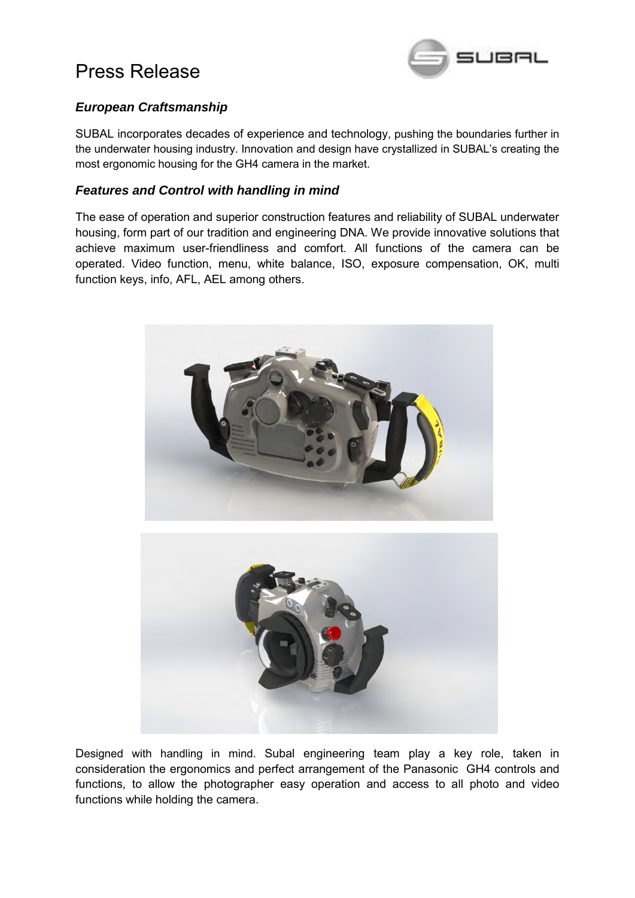# Press Release

### *European Craftsmanship*

SUBAL incorporates decades of experience and technology, pushing the boundaries further in the underwater housing industry. Innovation and design have crystallized in SUBAL's creating the most ergonomic housing for the GH4 camera in the market.

### *Features and Control with handling in mind*

The ease of operation and superior construction features and reliability of SUBAL underwater housing, form part of our tradition and engineering DNA. We provide innovative solutions that achieve maximum user-friendliness and comfort. All functions of the camera can be operated. Video function, menu, white balance, ISO, exposure compensation, OK, multi function keys, info, AFL, AEL among others.

Designed with handling in mind. Subal engineering team play a key role, taken in consideration the ergonomics and perfect arrangement of the Panasonic GH4 controls and functions, to allow the photographer easy operation and access to all photo and video functions while holding the camera.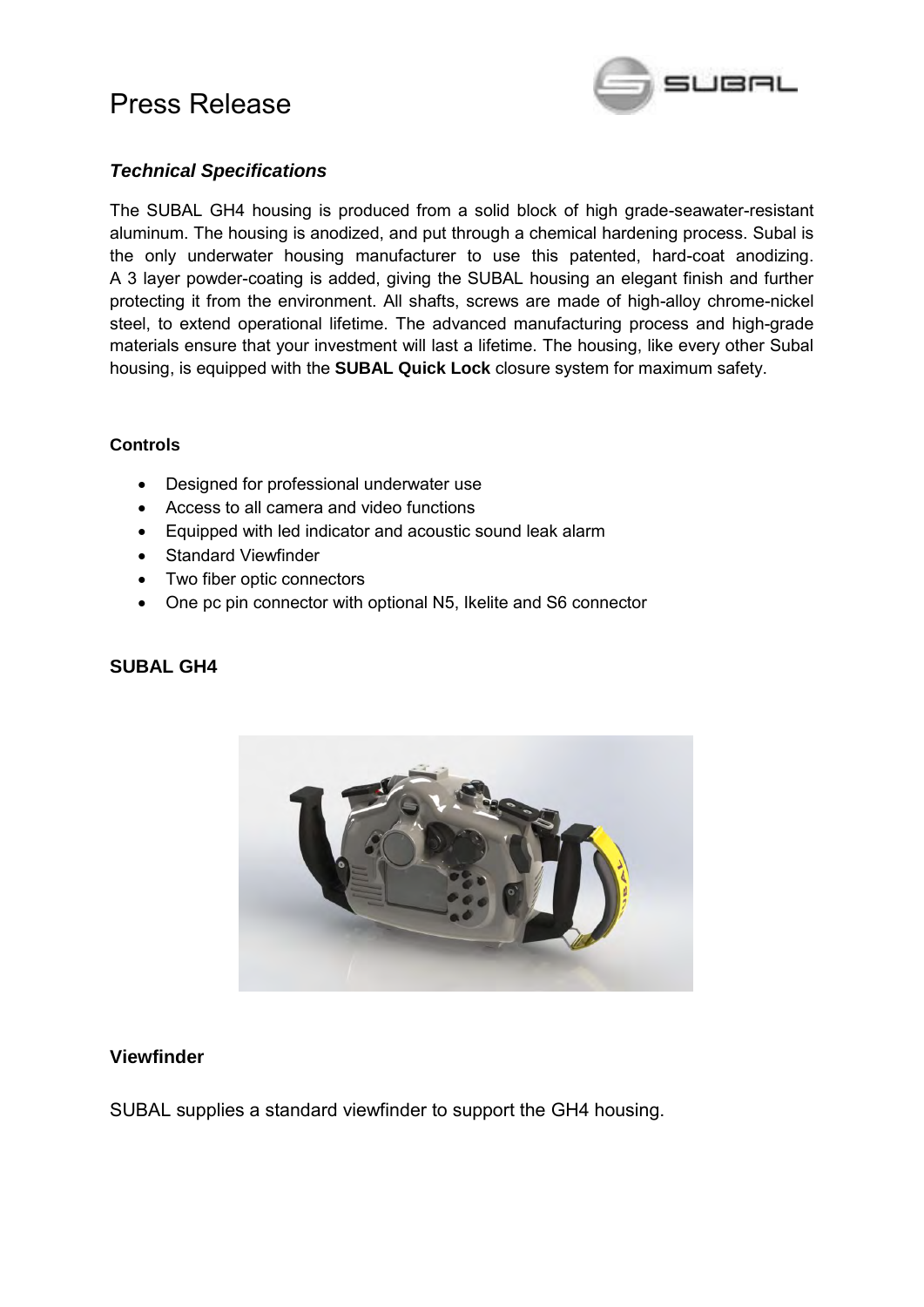# Press Release

### *Technical Specifications*

The SUBAL GH4 housing is produced from a solid block of high grade-seawater-resistant aluminum. The housing is anodized, and put through a chemical hardening process. Subal is the only underwater housing manufacturer to use this patented, hard-coat anodizing. A 3 layer powder-coating is added, giving the SUBAL housing an elegant finish and further protecting it from the environment. All shafts, screws are made of high-alloy chrome-nickel steel, to extend operational lifetime. The advanced manufacturing process and high-grade materials ensure that your investment will last a lifetime. The housing, like every other Subal housing, is equipped with the **SUBAL Quick Lock** closure system for maximum safety.

#### Controls

- Designed for professional underwater use
- Access to all camera and video functions
- Equipped with led indicator and acoustic sound leak alarm
- Standard Viewfinder
- Two fiber optic connectors
- One pc pin connector with optional N5, Ikelite and S6 connector

### SUBAL GH4

### Viewfinder

SUBAL supplies a standard viewfinder to support the GH4 housing.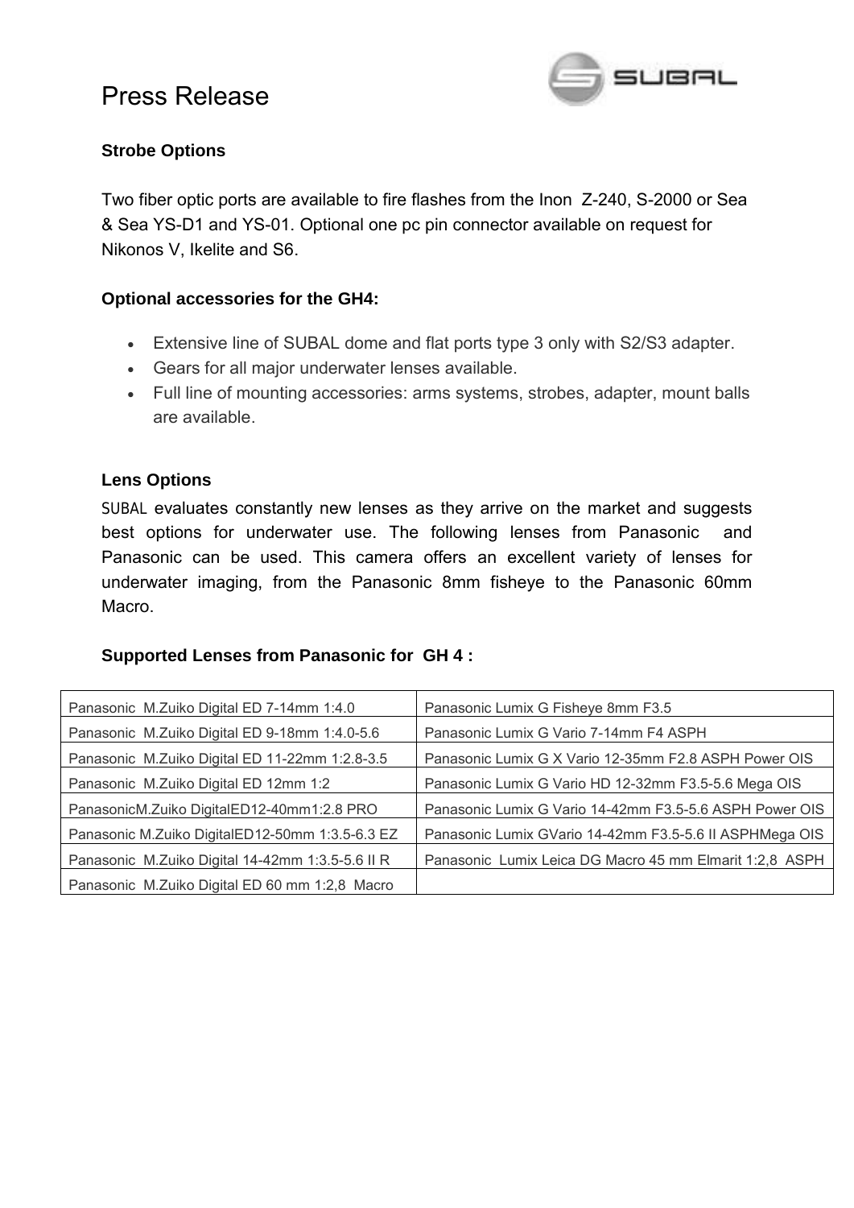# Press Release

### Strobe Options

Two fiber optic ports are available to fire flashes from the Inon Z-240, S-2000 or Sea & Sea YS-D1 and YS-01. Optional one pc pin connector available on request for Nikonos V, Ikelite and S6.

### Optional accessories for the GH4:

- Extensive line of SUBAL dome and flat ports type 3 only with S2/S3 adapter.
- Gears for all major underwater lenses available.
- Full line of mounting accessories: arms systems, strobes, adapter, mount balls are available.

### Lens Options

SUBAL evaluates constantly new lenses as they arrive on the market and suggests best options for underwater use. The following lenses from Panasonic and Panasonic can be used. This camera offers an excellent variety of lenses for underwater imaging, from the Panasonic 8mm fisheye to the Panasonic 60mm Macro.

### Supported Lenses from Panasonic for GH 4 :

| | |
|---|---|
| Panasonic M.Zuiko Digital ED 7-14mm 1:4.0 | Panasonic Lumix G Fisheye 8mm F3.5 |
| Panasonic M.Zuiko Digital ED 9-18mm 1:4.0-5.6 | Panasonic Lumix G Vario 7-14mm F4 ASPH |
| Panasonic M.Zuiko Digital ED 11-22mm 1:2.8-3.5 | Panasonic Lumix G X Vario 12-35mm F2.8 ASPH Power OIS |
| Panasonic M.Zuiko Digital ED 12mm 1:2 | Panasonic Lumix G Vario HD 12-32mm F3.5-5.6 Mega OIS |
| PanasonicM.Zuiko DigitalED12-40mm1:2.8 PRO | Panasonic Lumix G Vario 14-42mm F3.5-5.6 ASPH Power OIS |
| Panasonic M.Zuiko DigitalED12-50mm 1:3.5-6.3 EZ | Panasonic Lumix GVario 14-42mm F3.5-5.6 II ASPHMega OIS |
| Panasonic M.Zuiko Digital 14-42mm 1:3.5-5.6 II R | Panasonic Lumix Leica DG Macro 45 mm Elmarit 1:2,8 ASPH |
| Panasonic M.Zuiko Digital ED 60 mm 1:2,8 Macro | |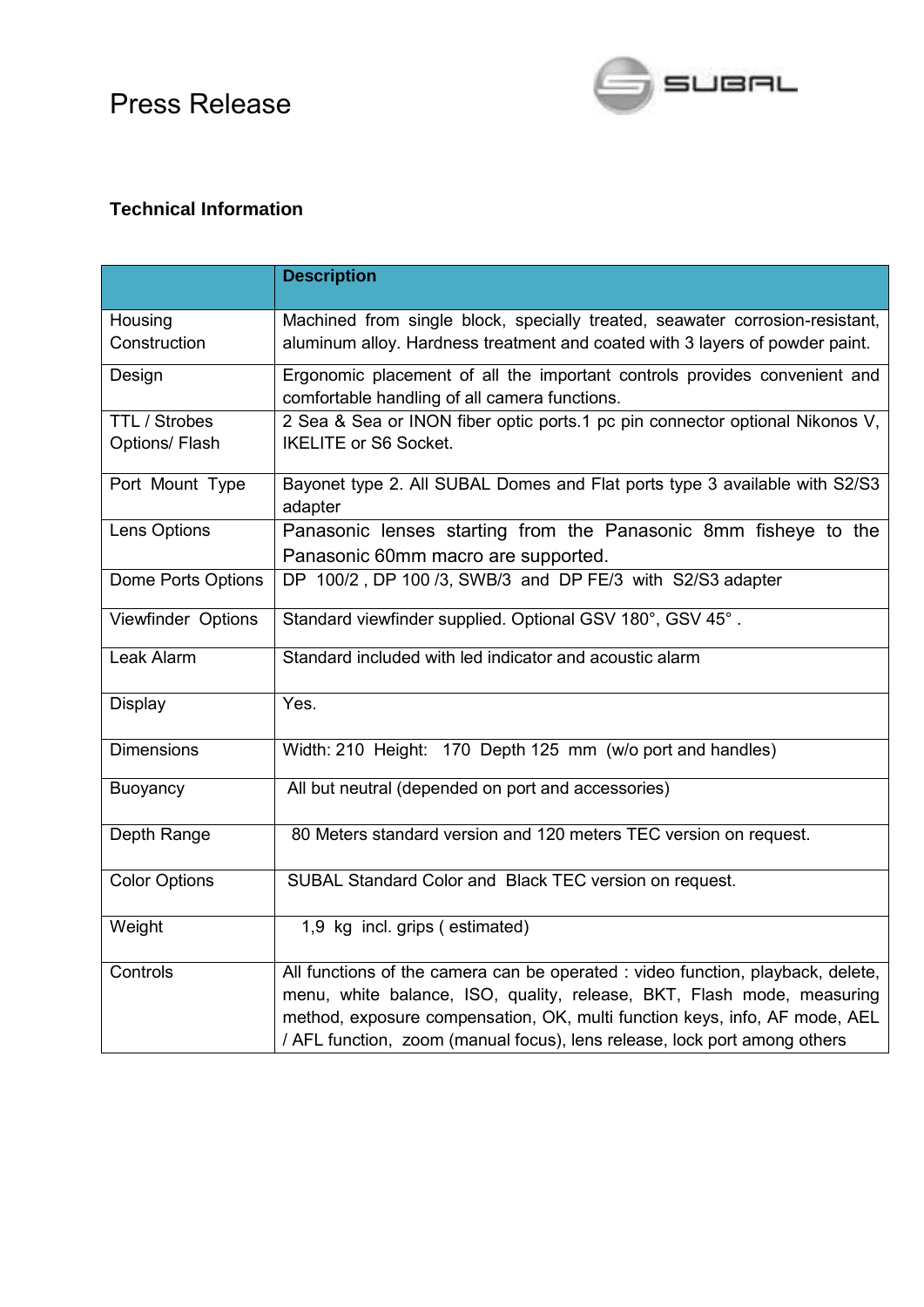# Press Release

## Technical Information

| | Description |
|---|---|
| Housing Construction | Machined from single block, specially treated, seawater corrosion-resistant, aluminum alloy. Hardness treatment and coated with 3 layers of powder paint. |
| Design | Ergonomic placement of all the important controls provides convenient and comfortable handling of all camera functions. |
| TTL / Strobes Options/ Flash | 2 Sea & Sea or INON fiber optic ports.1 pc pin connector optional Nikonos V, IKELITE or S6 Socket. |
| Port Mount Type | Bayonet type 2. All SUBAL Domes and Flat ports type 3 available with S2/S3 adapter |
| Lens Options | Panasonic lenses starting from the Panasonic 8mm fisheye to the Panasonic 60mm macro are supported. |
| Dome Ports Options | DP 100/2 , DP 100 /3, SWB/3 and DP FE/3 with S2/S3 adapter |
| Viewfinder Options | Standard viewfinder supplied. Optional GSV 180°, GSV 45° . |
| Leak Alarm | Standard included with led indicator and acoustic alarm |
| Display | Yes. |
| Dimensions | Width: 210 Height: 170 Depth 125 mm (w/o port and handles) |
| Buoyancy | All but neutral (depended on port and accessories) |
| Depth Range | 80 Meters standard version and 120 meters TEC version on request. |
| Color Options | SUBAL Standard Color and Black TEC version on request. |
| Weight | 1,9 kg incl. grips ( estimated) |
| Controls | All functions of the camera can be operated : video function, playback, delete, menu, white balance, ISO, quality, release, BKT, Flash mode, measuring method, exposure compensation, OK, multi function keys, info, AF mode, AEL / AFL function, zoom (manual focus), lens release, lock port among others |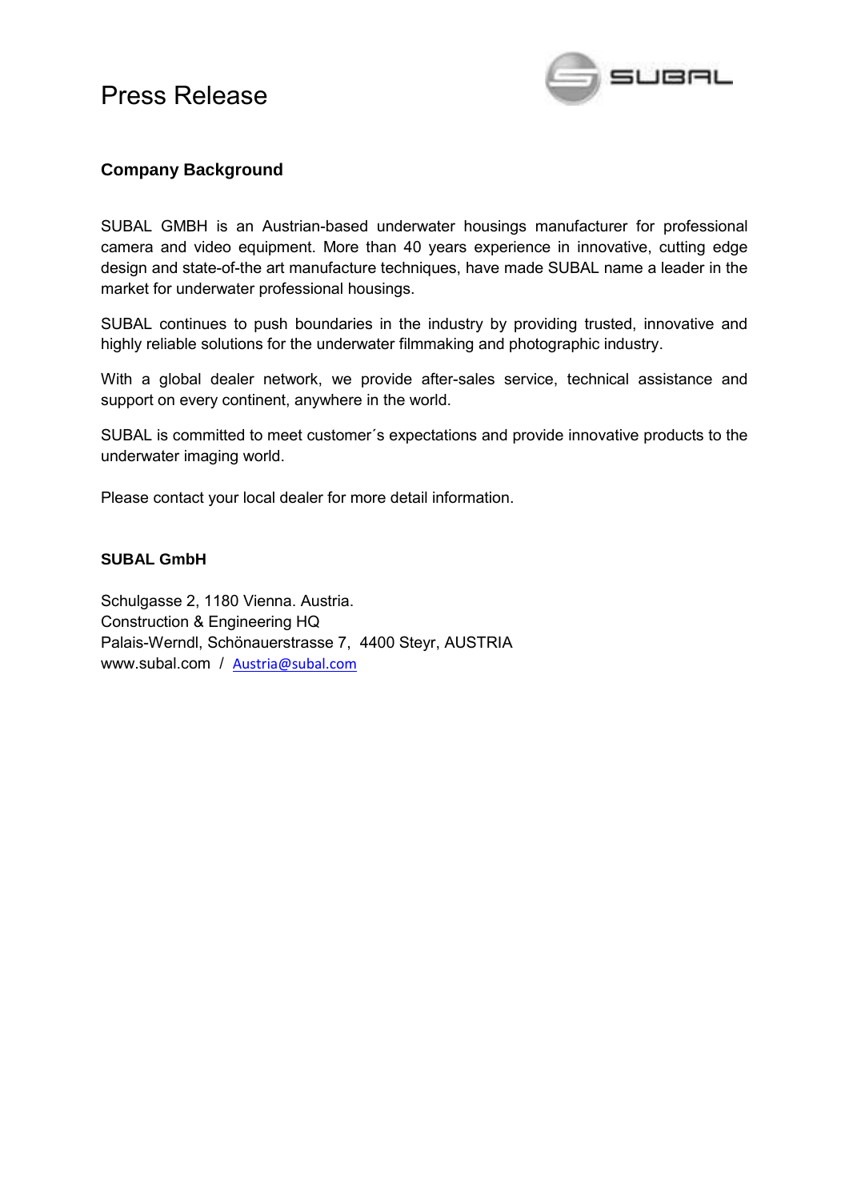# Press Release

## Company Background

SUBAL GMBH is an Austrian-based underwater housings manufacturer for professional camera and video equipment. More than 40 years experience in innovative, cutting edge design and state-of-the art manufacture techniques, have made SUBAL name a leader in the market for underwater professional housings.

SUBAL continues to push boundaries in the industry by providing trusted, innovative and highly reliable solutions for the underwater filmmaking and photographic industry.

With a global dealer network, we provide after-sales service, technical assistance and support on every continent, anywhere in the world.

SUBAL is committed to meet customer´s expectations and provide innovative products to the underwater imaging world.

Please contact your local dealer for more detail information.

**SUBAL GmbH**

Schulgasse 2, 1180 Vienna. Austria.
Construction & Engineering HQ
Palais-Werndl, Schönauerstrasse 7, 4400 Steyr, AUSTRIA
www.subal.com / Austria@subal.com